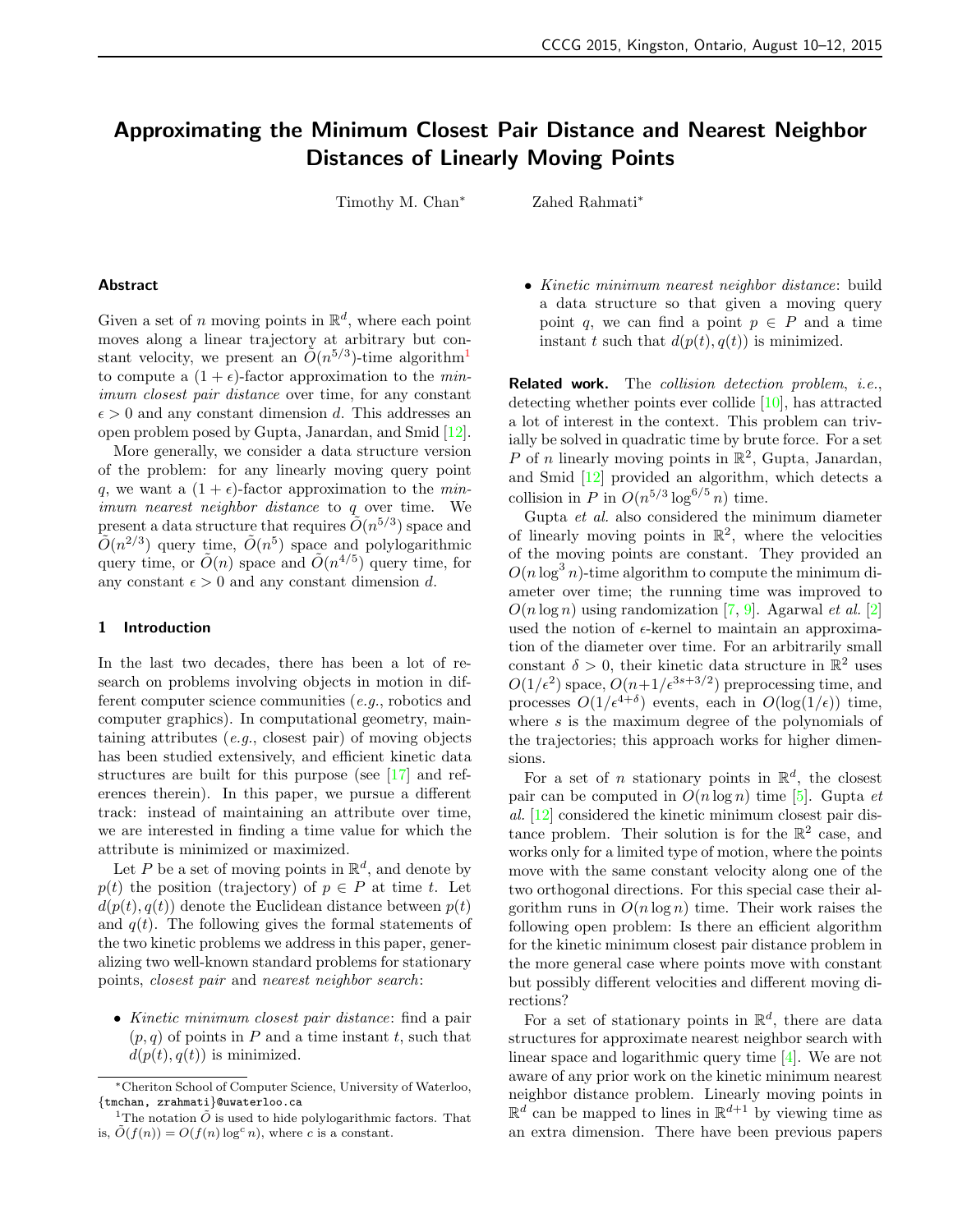# Approximating the Minimum Closest Pair Distance and Nearest Neighbor Distances of Linearly Moving Points

Timothy M. Chan* Zahed Rahmati*

### Abstract

Given a set of $n$ moving points in $\mathbb{R}^d$, where each point moves along a linear trajectory at arbitrary but constant velocity, we present an $\tilde{O}(n^{5/3})$-time algorithm[1] to compute a $(1+\epsilon)$-factor approximation to the *minimum closest pair distance* over time, for any constant $\epsilon > 0$ and any constant dimension $d$. This addresses an open problem posed by Gupta, Janardan, and Smid [12].

More generally, we consider a data structure version of the problem: for any linearly moving query point $q$, we want a $(1+\epsilon)$-factor approximation to the *minimum nearest neighbor distance* to $q$ over time. We present a data structure that requires $\tilde{O}(n^{5/3})$ space and $\tilde{O}(n^{2/3})$ query time, $\tilde{O}(n^5)$ space and polylogarithmic query time, or $\tilde{O}(n)$ space and $\tilde{O}(n^{4/5})$ query time, for any constant $\epsilon > 0$ and any constant dimension $d$.

## 1 Introduction

In the last two decades, there has been a lot of research on problems involving objects in motion in different computer science communities (*e.g.*, robotics and computer graphics). In computational geometry, maintaining attributes (*e.g.*, closest pair) of moving objects has been studied extensively, and efficient kinetic data structures are built for this purpose (see [17] and references therein). In this paper, we pursue a different track: instead of maintaining an attribute over time, we are interested in finding a time value for which the attribute is minimized or maximized.

Let $P$ be a set of moving points in $\mathbb{R}^d$, and denote by $p(t)$ the position (trajectory) of $p \in P$ at time $t$. Let $d(p(t), q(t))$ denote the Euclidean distance between $p(t)$ and $q(t)$. The following gives the formal statements of the two kinetic problems we address in this paper, generalizing two well-known standard problems for stationary points, *closest pair* and *nearest neighbor search*:

- *Kinetic minimum closest pair distance*: find a pair $(p, q)$ of points in $P$ and a time instant $t$, such that $d(p(t), q(t))$ is minimized.
- *Kinetic minimum nearest neighbor distance*: build a data structure so that given a moving query point $q$, we can find a point $p \in P$ and a time instant $t$ such that $d(p(t), q(t))$ is minimized.

**Related work.** The *collision detection problem*, *i.e.*, detecting whether points ever collide [10], has attracted a lot of interest in the context. This problem can trivially be solved in quadratic time by brute force. For a set $P$ of $n$ linearly moving points in $\mathbb{R}^2$, Gupta, Janardan, and Smid [12] provided an algorithm, which detects a collision in $P$ in $O(n^{5/3}\log^{6/5} n)$ time.

Gupta *et al.* also considered the minimum diameter of linearly moving points in $\mathbb{R}^2$, where the velocities of the moving points are constant. They provided an $O(n\log^3 n)$-time algorithm to compute the minimum diameter over time; the running time was improved to $O(n\log n)$ using randomization [7, 9]. Agarwal *et al.* [2] used the notion of $\epsilon$-kernel to maintain an approximation of the diameter over time. For an arbitrarily small constant $\delta > 0$, their kinetic data structure in $\mathbb{R}^2$ uses $O(1/\epsilon^2)$ space, $O(n+1/\epsilon^{3s+3/2})$ preprocessing time, and processes $O(1/\epsilon^{4+\delta})$ events, each in $O(\log(1/\epsilon))$ time, where $s$ is the maximum degree of the polynomials of the trajectories; this approach works for higher dimensions.

For a set of $n$ stationary points in $\mathbb{R}^d$, the closest pair can be computed in $O(n\log n)$ time [5]. Gupta *et al.* [12] considered the kinetic minimum closest pair distance problem. Their solution is for the $\mathbb{R}^2$ case, and works only for a limited type of motion, where the points move with the same constant velocity along one of the two orthogonal directions. For this special case their algorithm runs in $O(n\log n)$ time. Their work raises the following open problem: Is there an efficient algorithm for the kinetic minimum closest pair distance problem in the more general case where points move with constant but possibly different velocities and different moving directions?

For a set of stationary points in $\mathbb{R}^d$, there are data structures for approximate nearest neighbor search with linear space and logarithmic query time [4]. We are not aware of any prior work on the kinetic minimum nearest neighbor distance problem. Linearly moving points in $\mathbb{R}^d$ can be mapped to lines in $\mathbb{R}^{d+1}$ by viewing time as an extra dimension. There have been previous papers

---

*Cheriton School of Computer Science, University of Waterloo, {tmchan, zrahmati}@uwaterloo.ca

[1] The notation $\tilde{O}$ is used to hide polylogarithmic factors. That is, $\tilde{O}(f(n)) = O(f(n)\log^c n)$, where $c$ is a constant.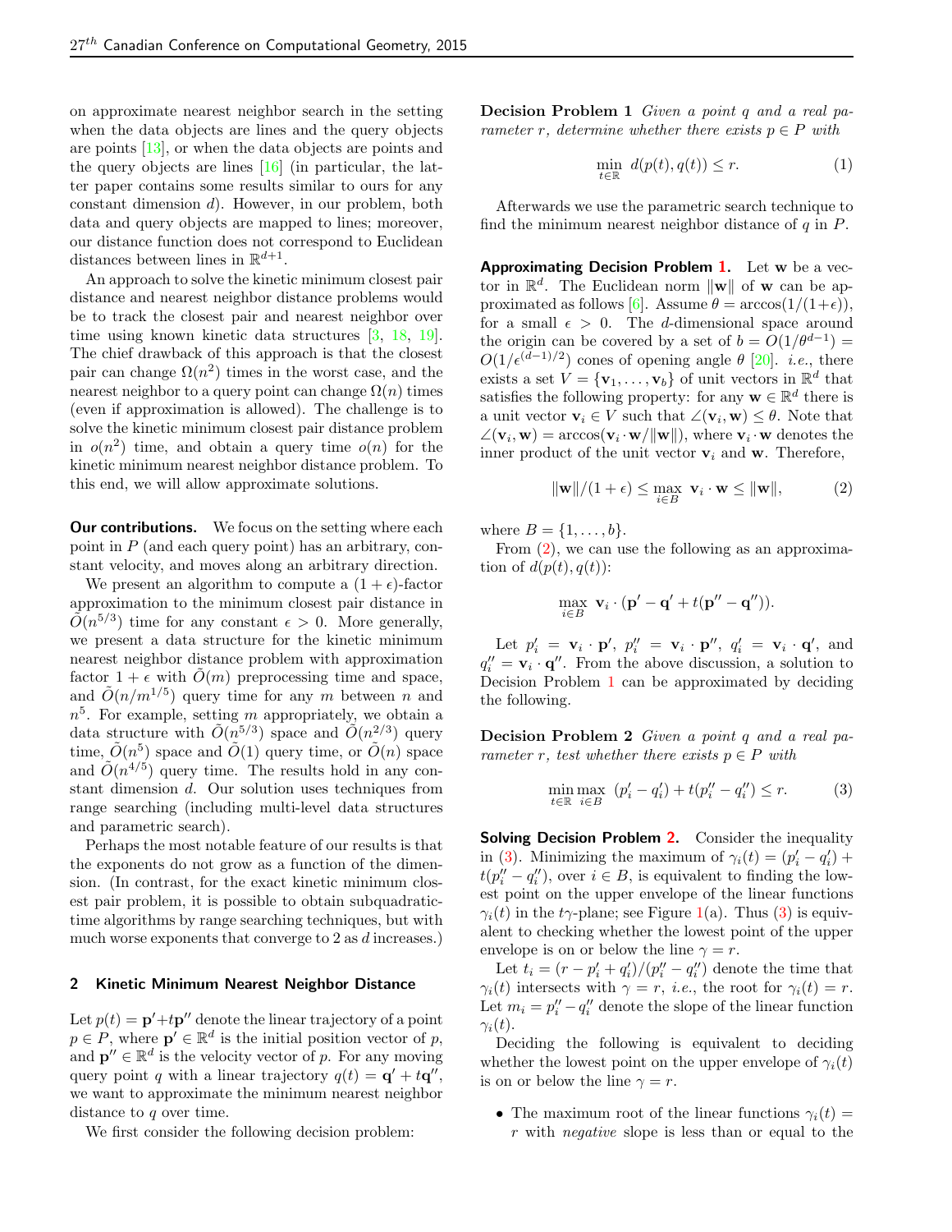on approximate nearest neighbor search in the setting when the data objects are lines and the query objects are points [13], or when the data objects are points and the query objects are lines [16] (in particular, the latter paper contains some results similar to ours for any constant dimension $d$). However, in our problem, both data and query objects are mapped to lines; moreover, our distance function does not correspond to Euclidean distances between lines in $\mathbb{R}^{d+1}$.

An approach to solve the kinetic minimum closest pair distance and nearest neighbor distance problems would be to track the closest pair and nearest neighbor over time using known kinetic data structures [3, 18, 19]. The chief drawback of this approach is that the closest pair can change $\Omega(n^2)$ times in the worst case, and the nearest neighbor to a query point can change $\Omega(n)$ times (even if approximation is allowed). The challenge is to solve the kinetic minimum closest pair distance problem in $o(n^2)$ time, and obtain a query time $o(n)$ for the kinetic minimum nearest neighbor distance problem. To this end, we will allow approximate solutions.

**Our contributions.** We focus on the setting where each point in $P$ (and each query point) has an arbitrary, constant velocity, and moves along an arbitrary direction.

We present an algorithm to compute a $(1+\epsilon)$-factor approximation to the minimum closest pair distance in $\tilde{O}(n^{5/3})$ time for any constant $\epsilon > 0$. More generally, we present a data structure for the kinetic minimum nearest neighbor distance problem with approximation factor $1+\epsilon$ with $\tilde{O}(m)$ preprocessing time and space, and $\tilde{O}(n/m^{1/5})$ query time for any $m$ between $n$ and $n^5$. For example, setting $m$ appropriately, we obtain a data structure with $\tilde{O}(n^{5/3})$ space and $\tilde{O}(n^{2/3})$ query time, $\tilde{O}(n^5)$ space and $\tilde{O}(1)$ query time, or $\tilde{O}(n)$ space and $\tilde{O}(n^{4/5})$ query time. The results hold in any constant dimension $d$. Our solution uses techniques from range searching (including multi-level data structures and parametric search).

Perhaps the most notable feature of our results is that the exponents do not grow as a function of the dimension. (In contrast, for the exact kinetic minimum closest pair problem, it is possible to obtain subquadratic-time algorithms by range searching techniques, but with much worse exponents that converge to 2 as $d$ increases.)

## 2 Kinetic Minimum Nearest Neighbor Distance

Let $p(t) = \mathbf{p}' + t\mathbf{p}''$ denote the linear trajectory of a point $p \in P$, where $\mathbf{p}' \in \mathbb{R}^d$ is the initial position vector of $p$, and $\mathbf{p}'' \in \mathbb{R}^d$ is the velocity vector of $p$. For any moving query point $q$ with a linear trajectory $q(t) = \mathbf{q}' + t\mathbf{q}''$, we want to approximate the minimum nearest neighbor distance to $q$ over time.

We first consider the following decision problem:

**Decision Problem 1** *Given a point $q$ and a real parameter $r$, determine whether there exists $p \in P$ with*

$$\min_{t \in \mathbb{R}} \; d(p(t), q(t)) \leq r. \tag{1}$$

Afterwards we use the parametric search technique to find the minimum nearest neighbor distance of $q$ in $P$.

**Approximating Decision Problem 1.** Let $\mathbf{w}$ be a vector in $\mathbb{R}^d$. The Euclidean norm $\|\mathbf{w}\|$ of $\mathbf{w}$ can be approximated as follows [6]. Assume $\theta = \arccos(1/(1+\epsilon))$, for a small $\epsilon > 0$. The $d$-dimensional space around the origin can be covered by a set of $b = O(1/\theta^{d-1}) = O(1/\epsilon^{(d-1)/2})$ cones of opening angle $\theta$ [20]. *i.e.*, there exists a set $V = \{\mathbf{v}_1, \ldots, \mathbf{v}_b\}$ of unit vectors in $\mathbb{R}^d$ that satisfies the following property: for any $\mathbf{w} \in \mathbb{R}^d$ there is a unit vector $\mathbf{v}_i \in V$ such that $\angle(\mathbf{v}_i, \mathbf{w}) \leq \theta$. Note that $\angle(\mathbf{v}_i, \mathbf{w}) = \arccos(\mathbf{v}_i \cdot \mathbf{w}/\|\mathbf{w}\|)$, where $\mathbf{v}_i \cdot \mathbf{w}$ denotes the inner product of the unit vector $\mathbf{v}_i$ and $\mathbf{w}$. Therefore,

$$\|\mathbf{w}\|/(1+\epsilon) \leq \max_{i \in B} \; \mathbf{v}_i \cdot \mathbf{w} \leq \|\mathbf{w}\|, \tag{2}$$

where $B = \{1, \ldots, b\}$.

From (2), we can use the following as an approximation of $d(p(t), q(t))$:

$$\max_{i \in B} \; \mathbf{v}_i \cdot (\mathbf{p}' - \mathbf{q}' + t(\mathbf{p}'' - \mathbf{q}'')).$$

Let $p_i' = \mathbf{v}_i \cdot \mathbf{p}'$, $p_i'' = \mathbf{v}_i \cdot \mathbf{p}''$, $q_i' = \mathbf{v}_i \cdot \mathbf{q}'$, and $q_i'' = \mathbf{v}_i \cdot \mathbf{q}''$. From the above discussion, a solution to Decision Problem 1 can be approximated by deciding the following.

**Decision Problem 2** *Given a point $q$ and a real parameter $r$, test whether there exists $p \in P$ with*

$$\min_{t \in \mathbb{R}} \max_{i \in B} \; (p_i' - q_i') + t(p_i'' - q_i'') \leq r. \tag{3}$$

**Solving Decision Problem 2.** Consider the inequality in (3). Minimizing the maximum of $\gamma_i(t) = (p_i' - q_i') + t(p_i'' - q_i'')$, over $i \in B$, is equivalent to finding the lowest point on the upper envelope of the linear functions $\gamma_i(t)$ in the $t\gamma$-plane; see Figure 1(a). Thus (3) is equivalent to checking whether the lowest point of the upper envelope is on or below the line $\gamma = r$.

Let $t_i = (r - p_i' + q_i')/(p_i'' - q_i'')$ denote the time that $\gamma_i(t)$ intersects with $\gamma = r$, *i.e.*, the root for $\gamma_i(t) = r$. Let $m_i = p_i'' - q_i''$ denote the slope of the linear function $\gamma_i(t)$.

Deciding the following is equivalent to deciding whether the lowest point on the upper envelope of $\gamma_i(t)$ is on or below the line $\gamma = r$.

- The maximum root of the linear functions $\gamma_i(t) = r$ with *negative* slope is less than or equal to the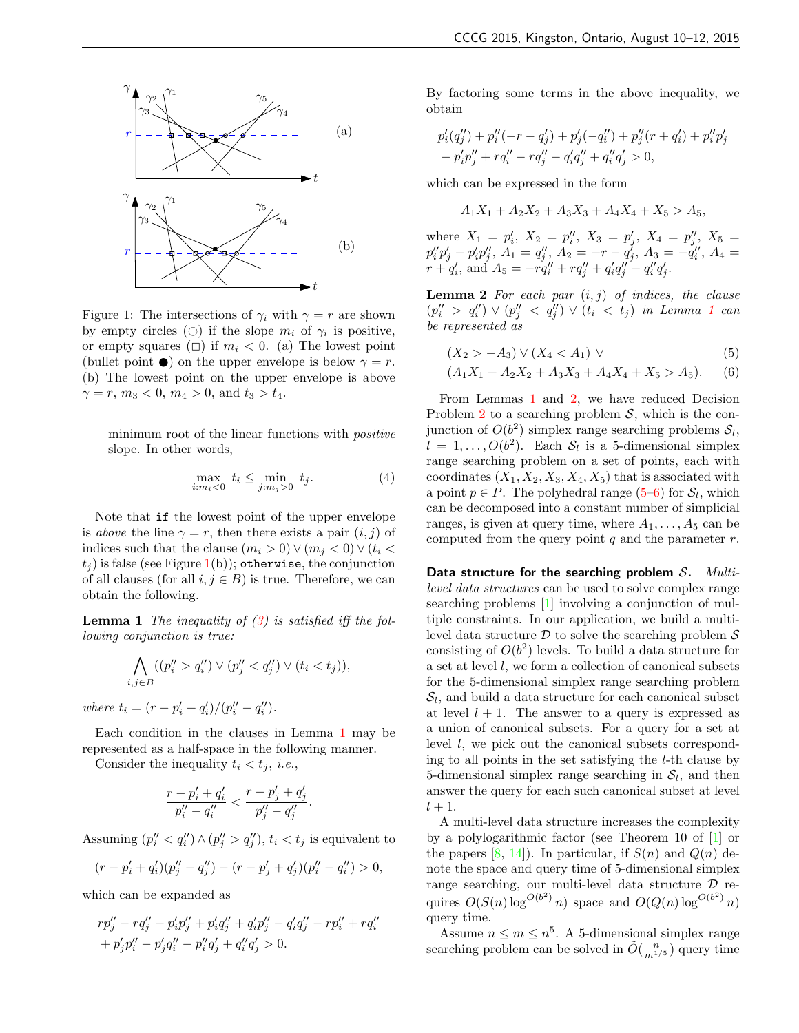Figure 1: The intersections of $\gamma_i$ with $\gamma = r$ are shown by empty circles ($\bigcirc$) if the slope $m_i$ of $\gamma_i$ is positive, or empty squares ($\square$) if $m_i < 0$. (a) The lowest point (bullet point $\bullet$) on the upper envelope is below $\gamma = r$. (b) The lowest point on the upper envelope is above $\gamma = r$, $m_3 < 0$, $m_4 > 0$, and $t_3 > t_4$.

minimum root of the linear functions with *positive* slope. In other words,

$$\max_{i:m_i<0} t_i \leq \min_{j:m_j>0} t_j. \tag{4}$$

Note that `if` the lowest point of the upper envelope is *above* the line $\gamma = r$, then there exists a pair $(i, j)$ of indices such that the clause $(m_i > 0) \vee (m_j < 0) \vee (t_i < t_j)$ is false (see Figure 1(b)); `otherwise`, the conjunction of all clauses (for all $i, j \in B$) is true. Therefore, we can obtain the following.

**Lemma 1** *The inequality of (3) is satisfied iff the following conjunction is true:*

$$\bigwedge_{i,j\in B} ((p''_i > q''_i) \vee (p''_j < q''_j) \vee (t_i < t_j)),$$

*where* $t_i = (r - p'_i + q'_i)/(p''_i - q''_i)$.

Each condition in the clauses in Lemma 1 may be represented as a half-space in the following manner.

Consider the inequality $t_i < t_j$, *i.e.*,

$$\frac{r - p'_i + q'_i}{p''_i - q''_i} < \frac{r - p'_j + q'_j}{p''_j - q''_j}.$$

Assuming $(p''_i < q''_i) \wedge (p''_j > q''_j)$, $t_i < t_j$ is equivalent to

$$(r - p'_i + q'_i)(p''_j - q''_j) - (r - p'_j + q'_j)(p''_i - q''_i) > 0,$$

which can be expanded as

$$rp''_j - rq''_j - p'_ip''_j + p'_iq''_j + q'_ip''_j - q'_iq''_j - rp''_i + rq''_i + p'_jp''_i - p'_jq''_i - p''_iq'_j + q''_iq'_j > 0.$$

By factoring some terms in the above inequality, we obtain

$$p'_i(q''_j) + p''_i(-r - q'_j) + p'_j(-q''_i) + p''_j(r + q'_i) + p''_ip'_j - p'_ip''_j + rq''_i - rq''_j - q'_iq''_j + q''_iq'_j > 0,$$

which can be expressed in the form

$$A_1X_1 + A_2X_2 + A_3X_3 + A_4X_4 + X_5 > A_5,$$

where $X_1 = p'_i$, $X_2 = p''_i$, $X_3 = p'_j$, $X_4 = p''_j$, $X_5 = p''_ip'_j - p'_ip''_j$, $A_1 = q''_j$, $A_2 = -r - q'_j$, $A_3 = -q''_i$, $A_4 = r + q'_i$, and $A_5 = -rq''_i + rq''_j + q'_iq''_j - q''_iq'_j$.

**Lemma 2** *For each pair $(i, j)$ of indices, the clause $(p''_i > q''_i) \vee (p''_j < q''_j) \vee (t_i < t_j)$ in Lemma 1 can be represented as*

$$(X_2 > -A_3) \vee (X_4 < A_1) \vee \tag{5}$$

$$(A_1X_1 + A_2X_2 + A_3X_3 + A_4X_4 + X_5 > A_5). \tag{6}$$

From Lemmas 1 and 2, we have reduced Decision Problem 2 to a searching problem $\mathcal{S}$, which is the conjunction of $O(b^2)$ simplex range searching problems $\mathcal{S}_l$, $l = 1, \ldots, O(b^2)$. Each $\mathcal{S}_l$ is a 5-dimensional simplex range searching problem on a set of points, each with coordinates $(X_1, X_2, X_3, X_4, X_5)$ that is associated with a point $p \in P$. The polyhedral range (5–6) for $\mathcal{S}_l$, which can be decomposed into a constant number of simplicial ranges, is given at query time, where $A_1, \ldots, A_5$ can be computed from the query point $q$ and the parameter $r$.

**Data structure for the searching problem $\mathcal{S}$.** *Multi-level data structures* can be used to solve complex range searching problems [1] involving a conjunction of multiple constraints. In our application, we build a multi-level data structure $\mathcal{D}$ to solve the searching problem $\mathcal{S}$ consisting of $O(b^2)$ levels. To build a data structure for a set at level $l$, we form a collection of canonical subsets for the 5-dimensional simplex range searching problem $\mathcal{S}_l$, and build a data structure for each canonical subset at level $l + 1$. The answer to a query is expressed as a union of canonical subsets. For a query for a set at level $l$, we pick out the canonical subsets corresponding to all points in the set satisfying the $l$-th clause by 5-dimensional simplex range searching in $\mathcal{S}_l$, and then answer the query for each such canonical subset at level $l + 1$.

A multi-level data structure increases the complexity by a polylogarithmic factor (see Theorem 10 of [1] or the papers [8, 14]). In particular, if $S(n)$ and $Q(n)$ denote the space and query time of 5-dimensional simplex range searching, our multi-level data structure $\mathcal{D}$ requires $O(S(n) \log^{O(b^2)} n)$ space and $O(Q(n) \log^{O(b^2)} n)$ query time.

Assume $n \leq m \leq n^5$. A 5-dimensional simplex range searching problem can be solved in $\tilde{O}(\frac{n}{m^{1/5}})$ query time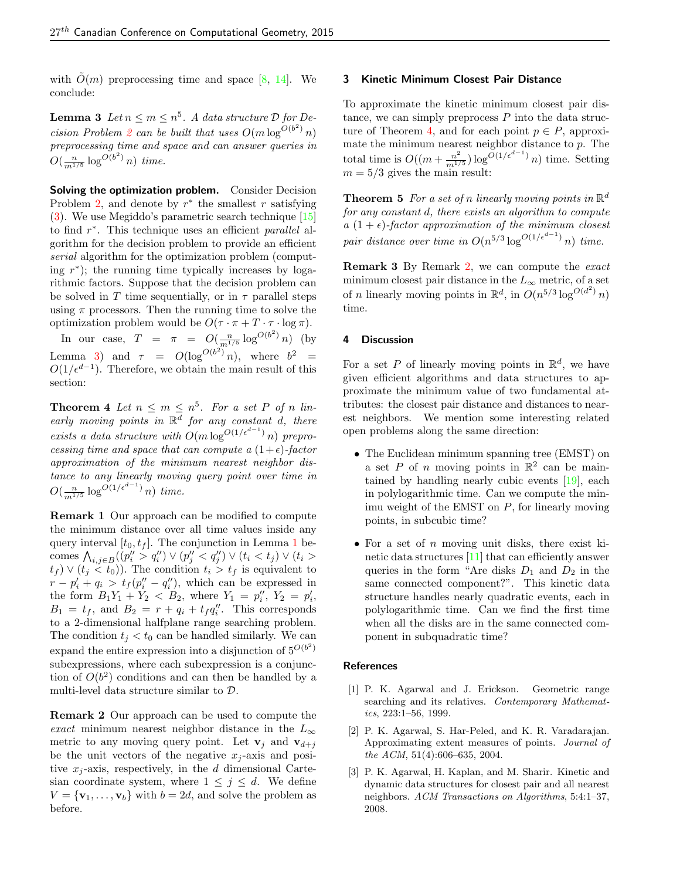with $\tilde{O}(m)$ preprocessing time and space [8, 14]. We conclude:

**Lemma 3** *Let $n \le m \le n^5$. A data structure $\mathcal{D}$ for Decision Problem 2 can be built that uses $O(m \log^{O(b^2)} n)$ preprocessing time and space and can answer queries in $O(\frac{n}{m^{1/5}} \log^{O(b^2)} n)$ time.*

**Solving the optimization problem.** Consider Decision Problem 2, and denote by $r^*$ the smallest $r$ satisfying (3). We use Megiddo's parametric search technique [15] to find $r^*$. This technique uses an efficient *parallel* algorithm for the decision problem to provide an efficient *serial* algorithm for the optimization problem (computing $r^*$); the running time typically increases by logarithmic factors. Suppose that the decision problem can be solved in $T$ time sequentially, or in $\tau$ parallel steps using $\pi$ processors. Then the running time to solve the optimization problem would be $O(\tau \cdot \pi + T \cdot \tau \cdot \log \pi)$.

In our case, $T = \pi = O(\frac{n}{m^{1/5}} \log^{O(b^2)} n)$ (by Lemma 3) and $\tau = O(\log^{O(b^2)} n)$, where $b^2 = O(1/\epsilon^{d-1})$. Therefore, we obtain the main result of this section:

**Theorem 4** *Let $n \le m \le n^5$. For a set $P$ of $n$ linearly moving points in $\mathbb{R}^d$ for any constant $d$, there exists a data structure with $O(m \log^{O(1/\epsilon^{d-1})} n)$ preprocessing time and space that can compute a $(1+\epsilon)$-factor approximation of the minimum nearest neighbor distance to any linearly moving query point over time in $O(\frac{n}{m^{1/5}} \log^{O(1/\epsilon^{d-1})} n)$ time.*

**Remark 1** Our approach can be modified to compute the minimum distance over all time values inside any query interval $[t_0, t_f]$. The conjunction in Lemma 1 becomes $\bigwedge_{i,j \in B} ((p''_i > q''_i) \vee (p''_j < q''_j) \vee (t_i < t_j) \vee (t_i > t_f) \vee (t_j < t_0))$. The condition $t_i > t_f$ is equivalent to $r - p'_i + q_i > t_f(p''_i - q''_i)$, which can be expressed in the form $B_1 Y_1 + Y_2 < B_2$, where $Y_1 = p''_i$, $Y_2 = p'_i$, $B_1 = t_f$, and $B_2 = r + q_i + t_f q''_i$. This corresponds to a 2-dimensional halfplane range searching problem. The condition $t_j < t_0$ can be handled similarly. We can expand the entire expression into a disjunction of $5^{O(b^2)}$ subexpressions, where each subexpression is a conjunction of $O(b^2)$ conditions and can then be handled by a multi-level data structure similar to $\mathcal{D}$.

**Remark 2** Our approach can be used to compute the *exact* minimum nearest neighbor distance in the $L_\infty$ metric to any moving query point. Let $\mathbf{v}_j$ and $\mathbf{v}_{d+j}$ be the unit vectors of the negative $x_j$-axis and positive $x_j$-axis, respectively, in the $d$ dimensional Cartesian coordinate system, where $1 \le j \le d$. We define $V = \{\mathbf{v}_1, \ldots, \mathbf{v}_b\}$ with $b = 2d$, and solve the problem as before.

## 3 Kinetic Minimum Closest Pair Distance

To approximate the kinetic minimum closest pair distance, we can simply preprocess $P$ into the data structure of Theorem 4, and for each point $p \in P$, approximate the minimum nearest neighbor distance to $p$. The total time is $O((m + \frac{n^2}{m^{1/5}}) \log^{O(1/\epsilon^{d-1})} n)$ time. Setting $m = 5/3$ gives the main result:

**Theorem 5** *For a set of $n$ linearly moving points in $\mathbb{R}^d$ for any constant $d$, there exists an algorithm to compute a $(1+\epsilon)$-factor approximation of the minimum closest pair distance over time in $O(n^{5/3} \log^{O(1/\epsilon^{d-1})} n)$ time.*

**Remark 3** By Remark 2, we can compute the *exact* minimum closest pair distance in the $L_\infty$ metric, of a set of $n$ linearly moving points in $\mathbb{R}^d$, in $O(n^{5/3} \log^{O(d^2)} n)$ time.

## 4 Discussion

For a set $P$ of linearly moving points in $\mathbb{R}^d$, we have given efficient algorithms and data structures to approximate the minimum value of two fundamental attributes: the closest pair distance and distances to nearest neighbors. We mention some interesting related open problems along the same direction:

- The Euclidean minimum spanning tree (EMST) on a set $P$ of $n$ moving points in $\mathbb{R}^2$ can be maintained by handling nearly cubic events [19], each in polylogarithmic time. Can we compute the minimu weight of the EMST on $P$, for linearly moving points, in subcubic time?
- For a set of $n$ moving unit disks, there exist kinetic data structures [11] that can efficiently answer queries in the form "Are disks $D_1$ and $D_2$ in the same connected component?". This kinetic data structure handles nearly quadratic events, each in polylogarithmic time. Can we find the first time when all the disks are in the same connected component in subquadratic time?

## References

[1] P. K. Agarwal and J. Erickson. Geometric range searching and its relatives. *Contemporary Mathematics*, 223:1–56, 1999.

[2] P. K. Agarwal, S. Har-Peled, and K. R. Varadarajan. Approximating extent measures of points. *Journal of the ACM*, 51(4):606–635, 2004.

[3] P. K. Agarwal, H. Kaplan, and M. Sharir. Kinetic and dynamic data structures for closest pair and all nearest neighbors. *ACM Transactions on Algorithms*, 5:4:1–37, 2008.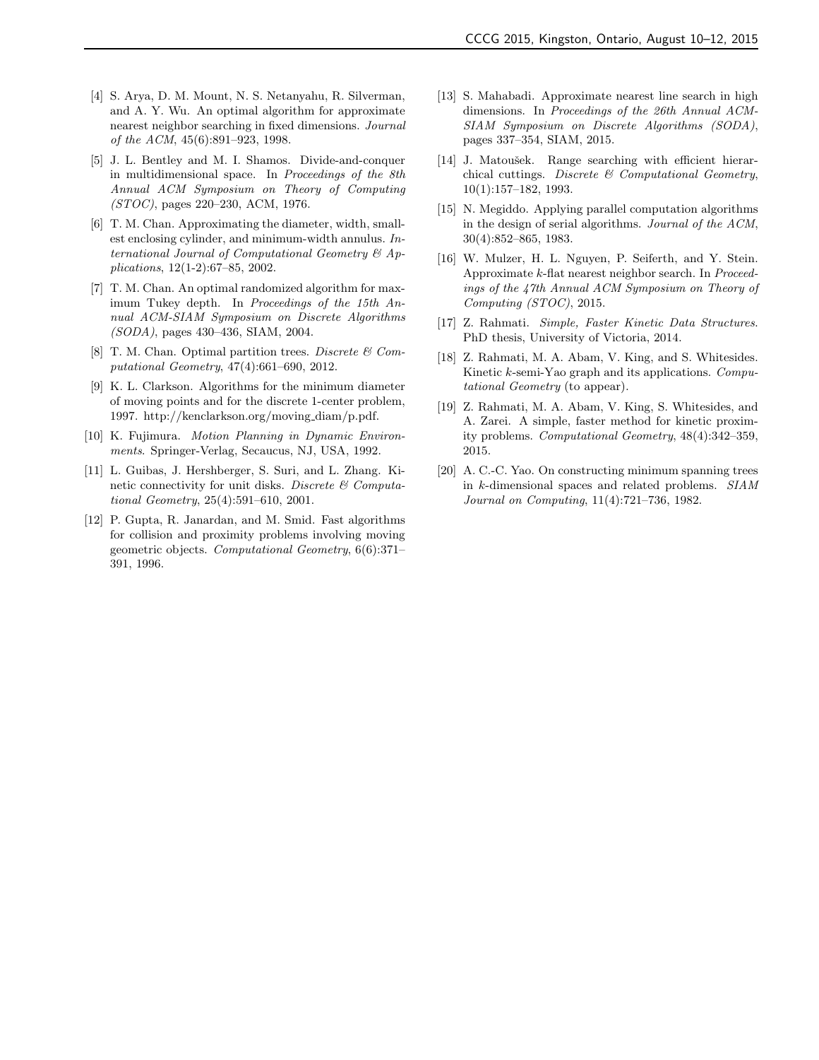[4] S. Arya, D. M. Mount, N. S. Netanyahu, R. Silverman, and A. Y. Wu. An optimal algorithm for approximate nearest neighbor searching in fixed dimensions. *Journal of the ACM*, 45(6):891–923, 1998.

[5] J. L. Bentley and M. I. Shamos. Divide-and-conquer in multidimensional space. In *Proceedings of the 8th Annual ACM Symposium on Theory of Computing (STOC)*, pages 220–230, ACM, 1976.

[6] T. M. Chan. Approximating the diameter, width, smallest enclosing cylinder, and minimum-width annulus. *International Journal of Computational Geometry & Applications*, 12(1-2):67–85, 2002.

[7] T. M. Chan. An optimal randomized algorithm for maximum Tukey depth. In *Proceedings of the 15th Annual ACM-SIAM Symposium on Discrete Algorithms (SODA)*, pages 430–436, SIAM, 2004.

[8] T. M. Chan. Optimal partition trees. *Discrete & Computational Geometry*, 47(4):661–690, 2012.

[9] K. L. Clarkson. Algorithms for the minimum diameter of moving points and for the discrete 1-center problem, 1997. http://kenclarkson.org/moving_diam/p.pdf.

[10] K. Fujimura. *Motion Planning in Dynamic Environments*. Springer-Verlag, Secaucus, NJ, USA, 1992.

[11] L. Guibas, J. Hershberger, S. Suri, and L. Zhang. Kinetic connectivity for unit disks. *Discrete & Computational Geometry*, 25(4):591–610, 2001.

[12] P. Gupta, R. Janardan, and M. Smid. Fast algorithms for collision and proximity problems involving moving geometric objects. *Computational Geometry*, 6(6):371–391, 1996.

[13] S. Mahabadi. Approximate nearest line search in high dimensions. In *Proceedings of the 26th Annual ACM-SIAM Symposium on Discrete Algorithms (SODA)*, pages 337–354, SIAM, 2015.

[14] J. Matoušek. Range searching with efficient hierarchical cuttings. *Discrete & Computational Geometry*, 10(1):157–182, 1993.

[15] N. Megiddo. Applying parallel computation algorithms in the design of serial algorithms. *Journal of the ACM*, 30(4):852–865, 1983.

[16] W. Mulzer, H. L. Nguyen, P. Seiferth, and Y. Stein. Approximate $k$-flat nearest neighbor search. In *Proceedings of the 47th Annual ACM Symposium on Theory of Computing (STOC)*, 2015.

[17] Z. Rahmati. *Simple, Faster Kinetic Data Structures*. PhD thesis, University of Victoria, 2014.

[18] Z. Rahmati, M. A. Abam, V. King, and S. Whitesides. Kinetic $k$-semi-Yao graph and its applications. *Computational Geometry* (to appear).

[19] Z. Rahmati, M. A. Abam, V. King, S. Whitesides, and A. Zarei. A simple, faster method for kinetic proximity problems. *Computational Geometry*, 48(4):342–359, 2015.

[20] A. C.-C. Yao. On constructing minimum spanning trees in $k$-dimensional spaces and related problems. *SIAM Journal on Computing*, 11(4):721–736, 1982.